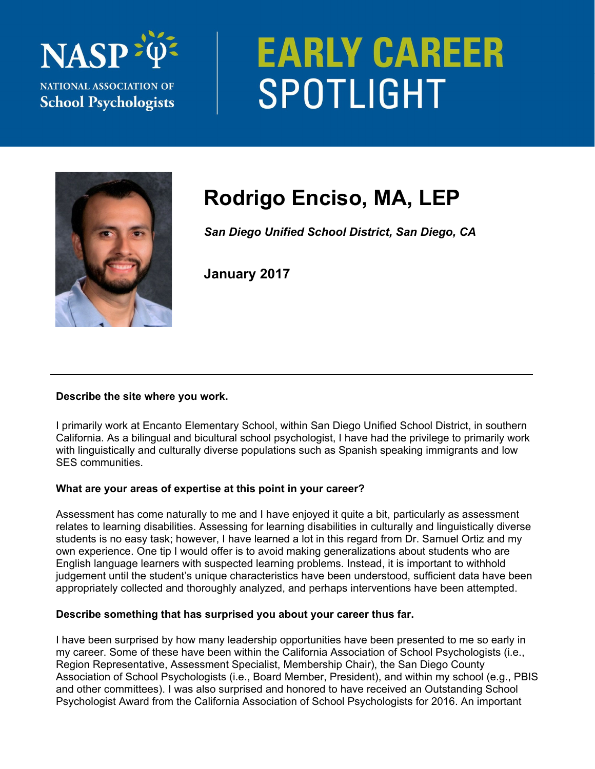NASP

NATIONAL ASSOCIATION OF School Psychologists

# EARLY CAREER SPOTLIGHT

## Rodrigo Enciso, MA, LEP

***San Diego Unified School District, San Diego, CA***

**January 2017**

---

**Describe the site where you work.**

I primarily work at Encanto Elementary School, within San Diego Unified School District, in southern California. As a bilingual and bicultural school psychologist, I have had the privilege to primarily work with linguistically and culturally diverse populations such as Spanish speaking immigrants and low SES communities.

**What are your areas of expertise at this point in your career?**

Assessment has come naturally to me and I have enjoyed it quite a bit, particularly as assessment relates to learning disabilities. Assessing for learning disabilities in culturally and linguistically diverse students is no easy task; however, I have learned a lot in this regard from Dr. Samuel Ortiz and my own experience. One tip I would offer is to avoid making generalizations about students who are English language learners with suspected learning problems. Instead, it is important to withhold judgement until the student's unique characteristics have been understood, sufficient data have been appropriately collected and thoroughly analyzed, and perhaps interventions have been attempted.

**Describe something that has surprised you about your career thus far.**

I have been surprised by how many leadership opportunities have been presented to me so early in my career. Some of these have been within the California Association of School Psychologists (i.e., Region Representative, Assessment Specialist, Membership Chair), the San Diego County Association of School Psychologists (i.e., Board Member, President), and within my school (e.g., PBIS and other committees). I was also surprised and honored to have received an Outstanding School Psychologist Award from the California Association of School Psychologists for 2016. An important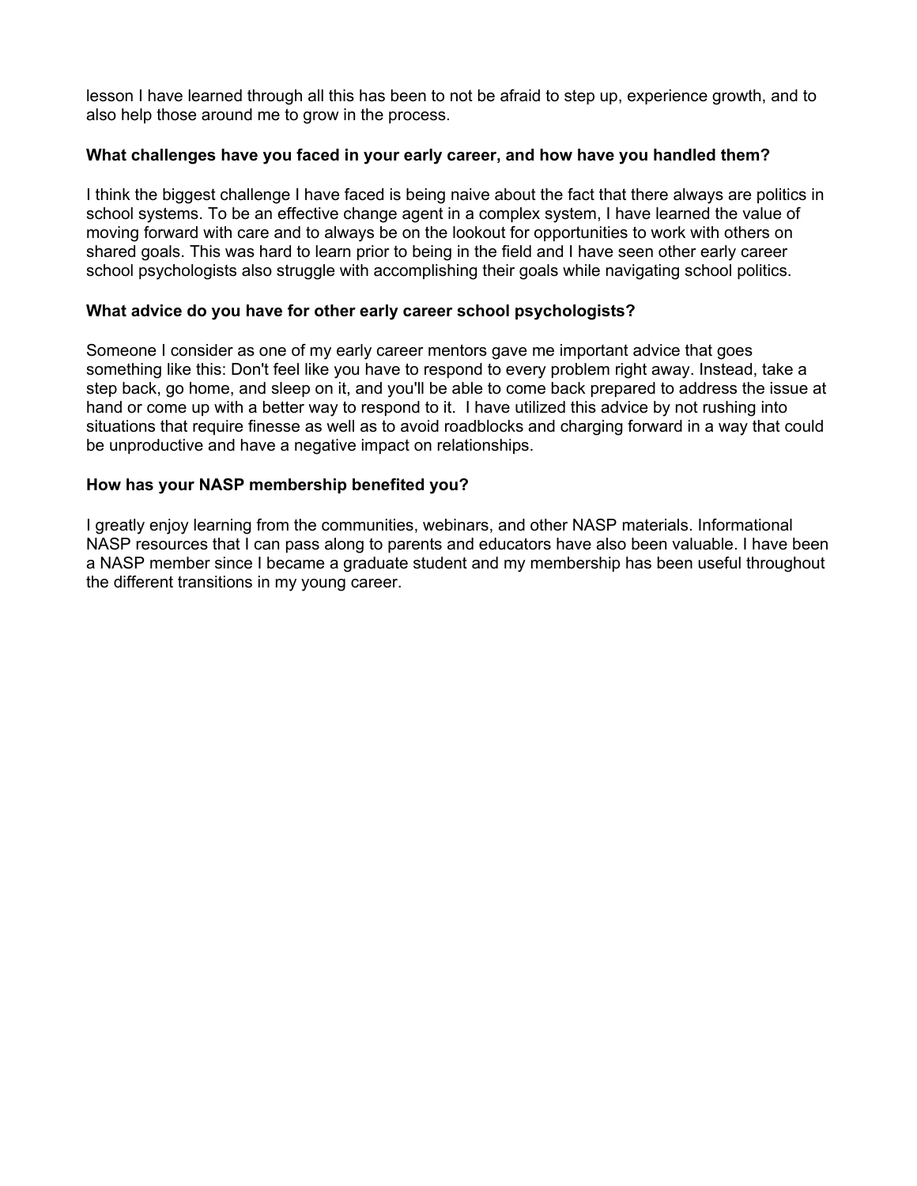lesson I have learned through all this has been to not be afraid to step up, experience growth, and to also help those around me to grow in the process.

**What challenges have you faced in your early career, and how have you handled them?**

I think the biggest challenge I have faced is being naive about the fact that there always are politics in school systems. To be an effective change agent in a complex system, I have learned the value of moving forward with care and to always be on the lookout for opportunities to work with others on shared goals. This was hard to learn prior to being in the field and I have seen other early career school psychologists also struggle with accomplishing their goals while navigating school politics.

**What advice do you have for other early career school psychologists?**

Someone I consider as one of my early career mentors gave me important advice that goes something like this: Don't feel like you have to respond to every problem right away. Instead, take a step back, go home, and sleep on it, and you'll be able to come back prepared to address the issue at hand or come up with a better way to respond to it. I have utilized this advice by not rushing into situations that require finesse as well as to avoid roadblocks and charging forward in a way that could be unproductive and have a negative impact on relationships.

**How has your NASP membership benefited you?**

I greatly enjoy learning from the communities, webinars, and other NASP materials. Informational NASP resources that I can pass along to parents and educators have also been valuable. I have been a NASP member since I became a graduate student and my membership has been useful throughout the different transitions in my young career.